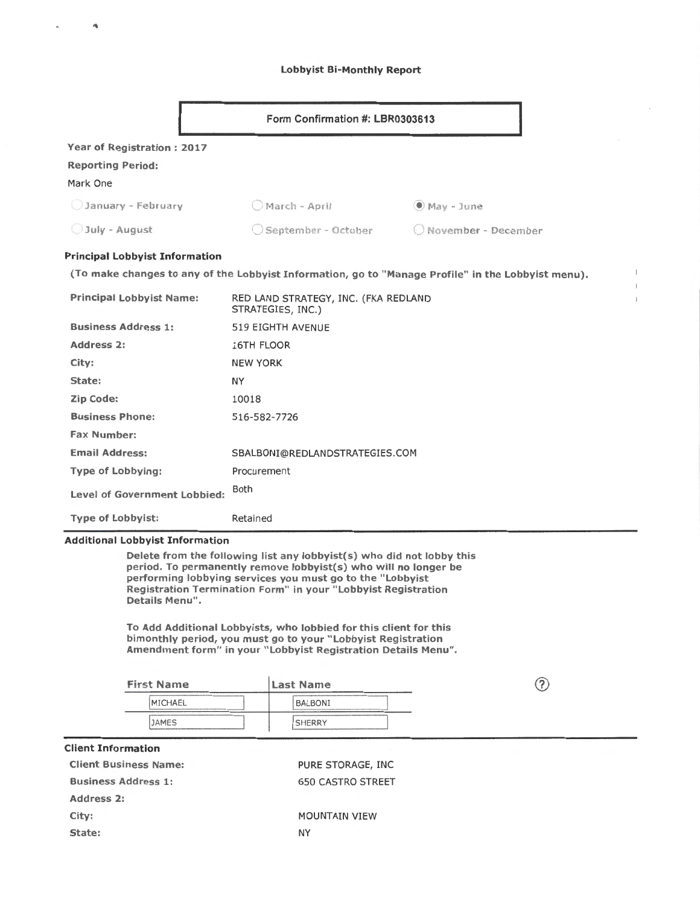# Lobbyist Bi-Monthly Report

**Form Confirmation #: LBR0303613**

**Year of Registration : 2017**

**Reporting Period:**

Mark One

| | | |
|---|---|---|
| ○ January - February | ○ March - April | ◉ May - June |
| ○ July - August | ○ September - October | ○ November - December |

### Principal Lobbyist Information

**(To make changes to any of the Lobbyist Information, go to "Manage Profile" in the Lobbyist menu).**

| | |
|---|---|
| **Principal Lobbyist Name:** | RED LAND STRATEGY, INC. (FKA REDLAND STRATEGIES, INC.) |
| **Business Address 1:** | 519 EIGHTH AVENUE |
| **Address 2:** | 16TH FLOOR |
| **City:** | NEW YORK |
| **State:** | NY |
| **Zip Code:** | 10018 |
| **Business Phone:** | 516-582-7726 |
| **Fax Number:** | |
| **Email Address:** | SBALBONI@REDLANDSTRATEGIES.COM |
| **Type of Lobbying:** | Procurement |
| **Level of Government Lobbied:** | Both |
| **Type of Lobbyist:** | Retained |

### Additional Lobbyist Information

**Delete from the following list any lobbyist(s) who did not lobby this period. To permanently remove lobbyist(s) who will no longer be performing lobbying services you must go to the "Lobbyist Registration Termination Form" in your "Lobbyist Registration Details Menu".**

**To Add Additional Lobbyists, who lobbied for this client for this bimonthly period, you must go to your "Lobbyist Registration Amendment form" in your "Lobbyist Registration Details Menu".**

| First Name | Last Name |
|---|---|
| MICHAEL | BALBONI |
| JAMES | SHERRY |

### Client Information

| | |
|---|---|
| **Client Business Name:** | PURE STORAGE, INC |
| **Business Address 1:** | 650 CASTRO STREET |
| **Address 2:** | |
| **City:** | MOUNTAIN VIEW |
| **State:** | NY |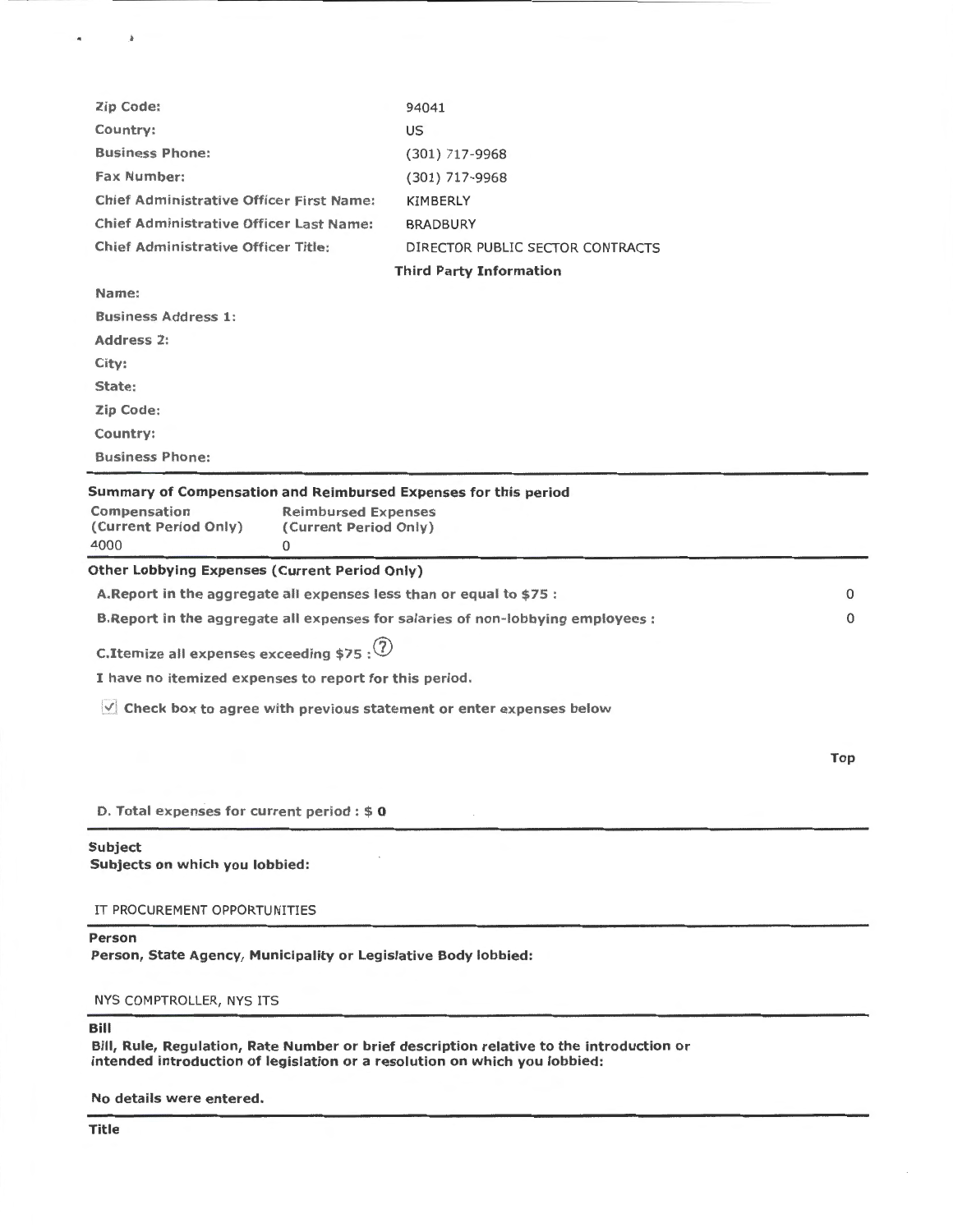| | |
|---|---|
| **Zip Code:** | 94041 |
| **Country:** | US |
| **Business Phone:** | (301) 717-9968 |
| **Fax Number:** | (301) 717-9968 |
| **Chief Administrative Officer First Name:** | KIMBERLY |
| **Chief Administrative Officer Last Name:** | BRADBURY |
| **Chief Administrative Officer Title:** | DIRECTOR PUBLIC SECTOR CONTRACTS |

**Third Party Information**

**Name:**

**Business Address 1:**

**Address 2:**

**City:**

**State:**

**Zip Code:**

**Country:**

**Business Phone:**

---

**Summary of Compensation and Reimbursed Expenses for this period**

| Compensation (Current Period Only) | Reimbursed Expenses (Current Period Only) |
|---|---|
| 4000 | 0 |

---

**Other Lobbying Expenses (Current Period Only)**

| | |
|---|---|
| **A.Report in the aggregate all expenses less than or equal to $75 :** | 0 |
| **B.Report in the aggregate all expenses for salaries of non-lobbying employees :** | 0 |

**C.Itemize all expenses exceeding $75 :** ⑦

**I have no itemized expenses to report for this period.**

☑ **Check box to agree with previous statement or enter expenses below**

**Top**

**D. Total expenses for current period : $ 0**

---

**Subject**

**Subjects on which you lobbied:**

IT PROCUREMENT OPPORTUNITIES

---

**Person**

**Person, State Agency, Municipality or Legislative Body lobbied:**

NYS COMPTROLLER, NYS ITS

---

**Bill**

**Bill, Rule, Regulation, Rate Number or brief description relative to the introduction or intended introduction of legislation or a resolution on which you lobbied:**

**No details were entered.**

---

**Title**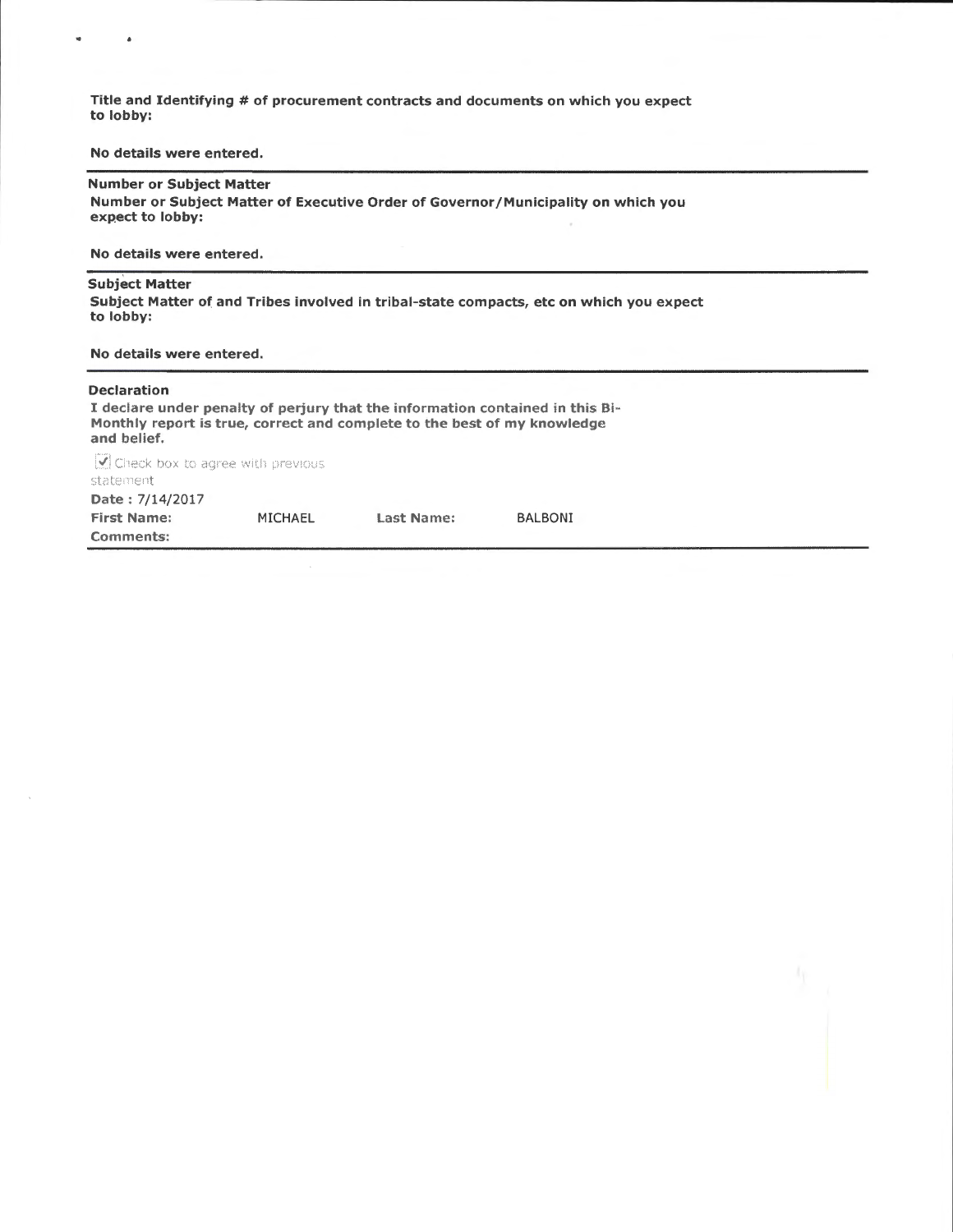**Title and Identifying # of procurement contracts and documents on which you expect to lobby:**

**No details were entered.**

---

**Number or Subject Matter**

**Number or Subject Matter of Executive Order of Governor/Municipality on which you expect to lobby:**

**No details were entered.**

---

**Subject Matter**

**Subject Matter of and Tribes involved in tribal-state compacts, etc on which you expect to lobby:**

**No details were entered.**

---

**Declaration**

**I declare under penalty of perjury that the information contained in this Bi-Monthly report is true, correct and complete to the best of my knowledge and belief.**

☑ Check box to agree with previous statement

**Date :** 7/14/2017

**First Name:** MICHAEL **Last Name:** BALBONI

**Comments:**